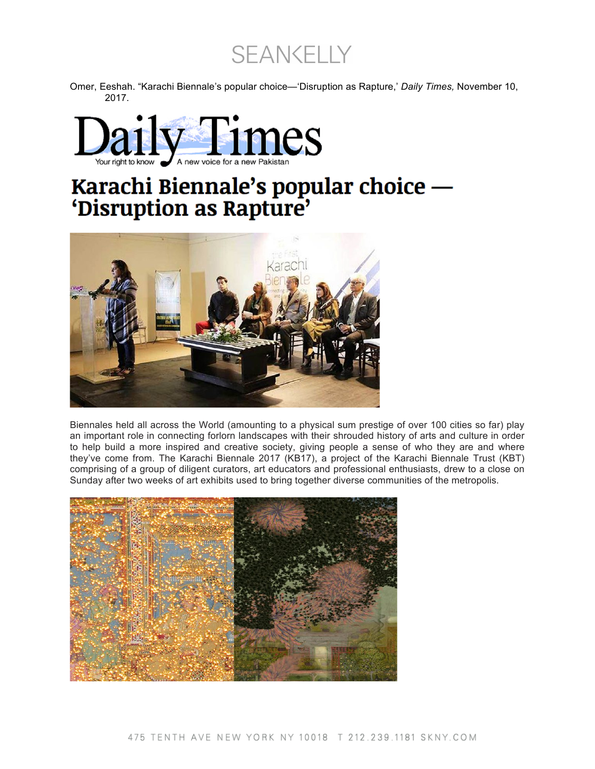Omer, Eeshah. "Karachi Biennale's popular choice—'Disruption as Rapture,' *Daily Times,* November 10, 2017.

# Karachi Biennale's popular choice — 'Disruption as Rapture'

Biennales held all across the World (amounting to a physical sum prestige of over 100 cities so far) play an important role in connecting forlorn landscapes with their shrouded history of arts and culture in order to help build a more inspired and creative society, giving people a sense of who they are and where they've come from. The Karachi Biennale 2017 (KB17), a project of the Karachi Biennale Trust (KBT) comprising of a group of diligent curators, art educators and professional enthusiasts, drew to a close on Sunday after two weeks of art exhibits used to bring together diverse communities of the metropolis.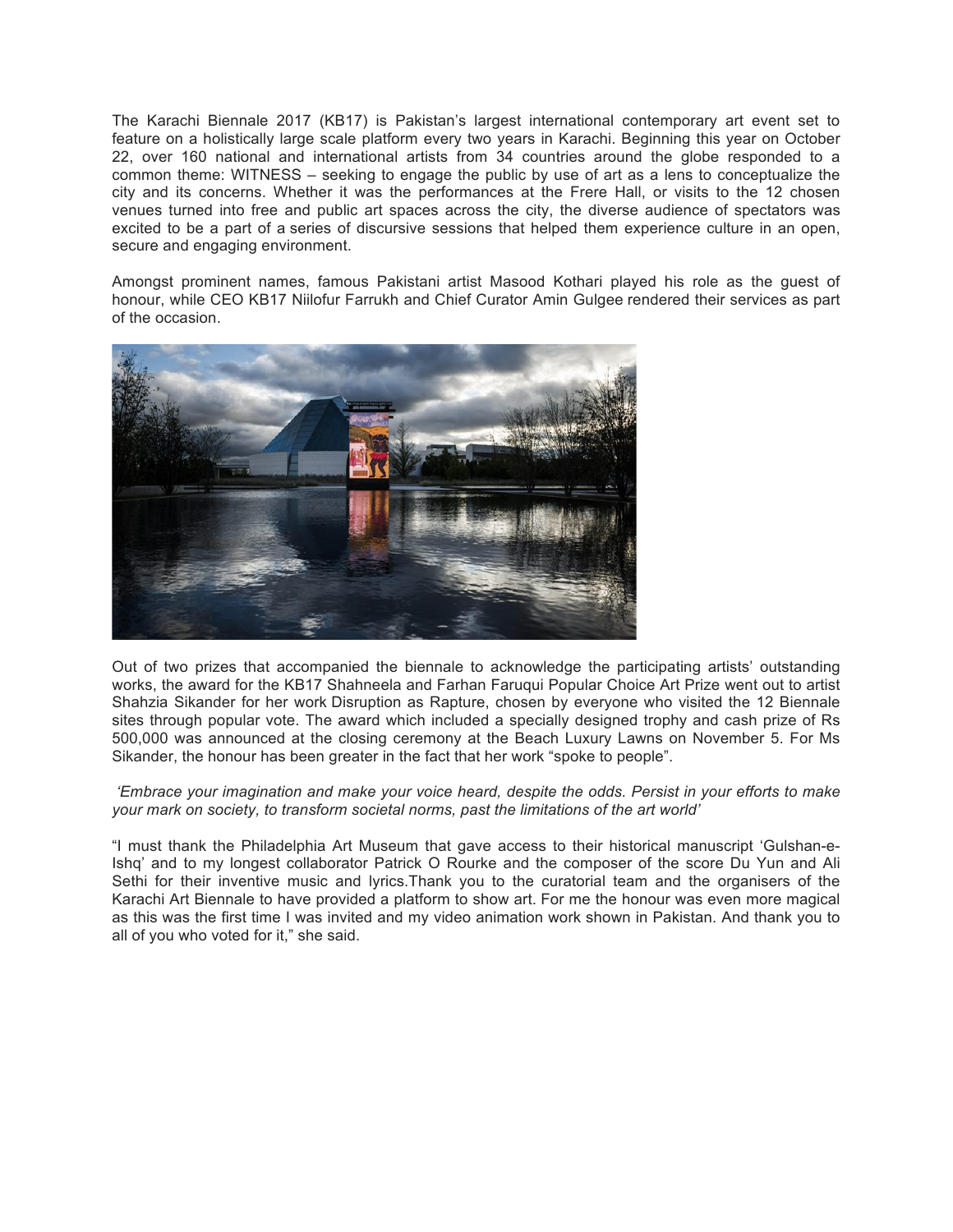The Karachi Biennale 2017 (KB17) is Pakistan's largest international contemporary art event set to feature on a holistically large scale platform every two years in Karachi. Beginning this year on October 22, over 160 national and international artists from 34 countries around the globe responded to a common theme: WITNESS – seeking to engage the public by use of art as a lens to conceptualize the city and its concerns. Whether it was the performances at the Frere Hall, or visits to the 12 chosen venues turned into free and public art spaces across the city, the diverse audience of spectators was excited to be a part of a series of discursive sessions that helped them experience culture in an open, secure and engaging environment.

Amongst prominent names, famous Pakistani artist Masood Kothari played his role as the guest of honour, while CEO KB17 Niilofur Farrukh and Chief Curator Amin Gulgee rendered their services as part of the occasion.

Out of two prizes that accompanied the biennale to acknowledge the participating artists' outstanding works, the award for the KB17 Shahneela and Farhan Faruqui Popular Choice Art Prize went out to artist Shahzia Sikander for her work Disruption as Rapture, chosen by everyone who visited the 12 Biennale sites through popular vote. The award which included a specially designed trophy and cash prize of Rs 500,000 was announced at the closing ceremony at the Beach Luxury Lawns on November 5. For Ms Sikander, the honour has been greater in the fact that her work "spoke to people".

*'Embrace your imagination and make your voice heard, despite the odds. Persist in your efforts to make your mark on society, to transform societal norms, past the limitations of the art world'*

"I must thank the Philadelphia Art Museum that gave access to their historical manuscript 'Gulshan-e-Ishq' and to my longest collaborator Patrick O Rourke and the composer of the score Du Yun and Ali Sethi for their inventive music and lyrics.Thank you to the curatorial team and the organisers of the Karachi Art Biennale to have provided a platform to show art. For me the honour was even more magical as this was the first time I was invited and my video animation work shown in Pakistan. And thank you to all of you who voted for it," she said.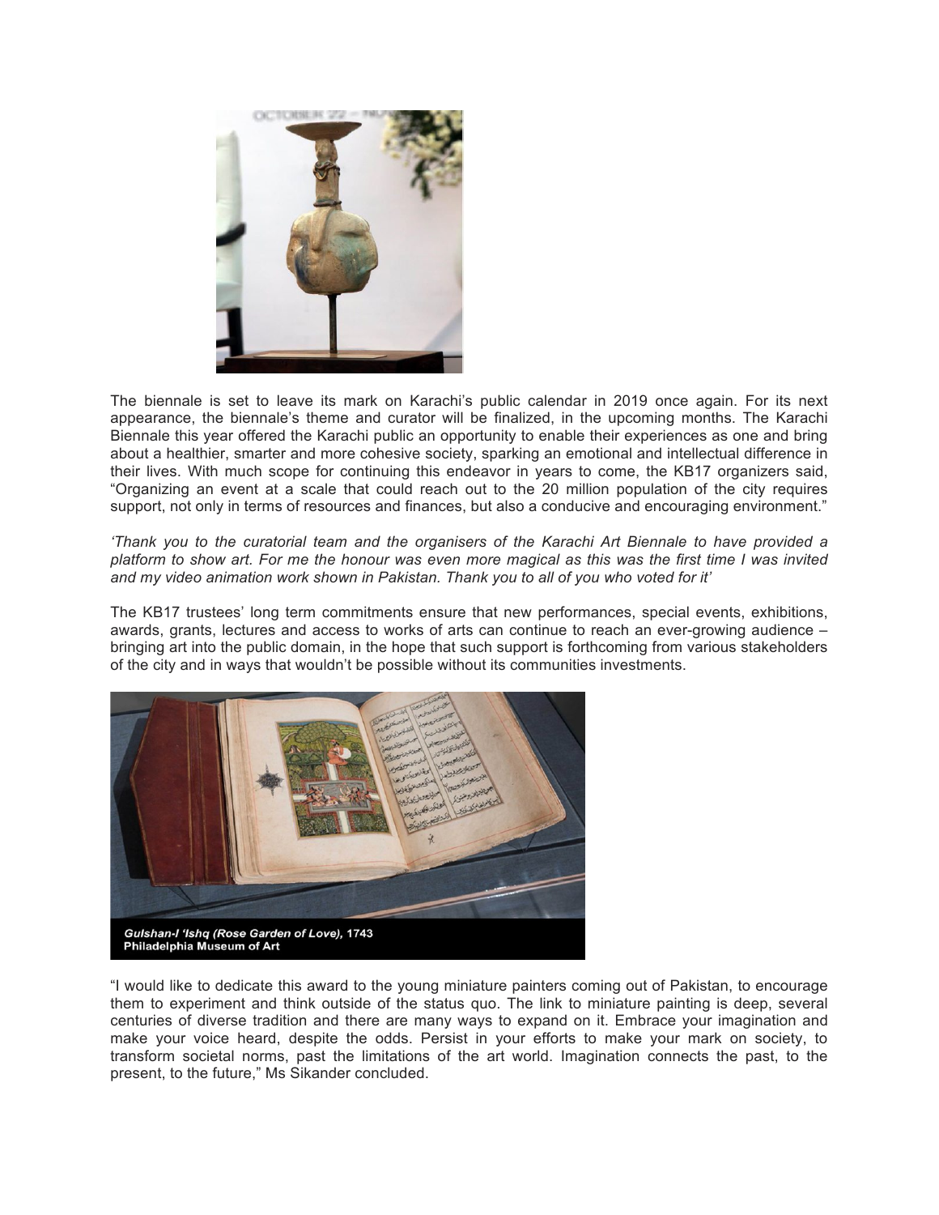The biennale is set to leave its mark on Karachi's public calendar in 2019 once again. For its next appearance, the biennale's theme and curator will be finalized, in the upcoming months. The Karachi Biennale this year offered the Karachi public an opportunity to enable their experiences as one and bring about a healthier, smarter and more cohesive society, sparking an emotional and intellectual difference in their lives. With much scope for continuing this endeavor in years to come, the KB17 organizers said, "Organizing an event at a scale that could reach out to the 20 million population of the city requires support, not only in terms of resources and finances, but also a conducive and encouraging environment."

*'Thank you to the curatorial team and the organisers of the Karachi Art Biennale to have provided a platform to show art. For me the honour was even more magical as this was the first time I was invited and my video animation work shown in Pakistan. Thank you to all of you who voted for it'*

The KB17 trustees' long term commitments ensure that new performances, special events, exhibitions, awards, grants, lectures and access to works of arts can continue to reach an ever-growing audience – bringing art into the public domain, in the hope that such support is forthcoming from various stakeholders of the city and in ways that wouldn't be possible without its communities investments.

***Gulshan-I 'Ishq (Rose Garden of Love),* 1743**
**Philadelphia Museum of Art**

"I would like to dedicate this award to the young miniature painters coming out of Pakistan, to encourage them to experiment and think outside of the status quo. The link to miniature painting is deep, several centuries of diverse tradition and there are many ways to expand on it. Embrace your imagination and make your voice heard, despite the odds. Persist in your efforts to make your mark on society, to transform societal norms, past the limitations of the art world. Imagination connects the past, to the present, to the future," Ms Sikander concluded.